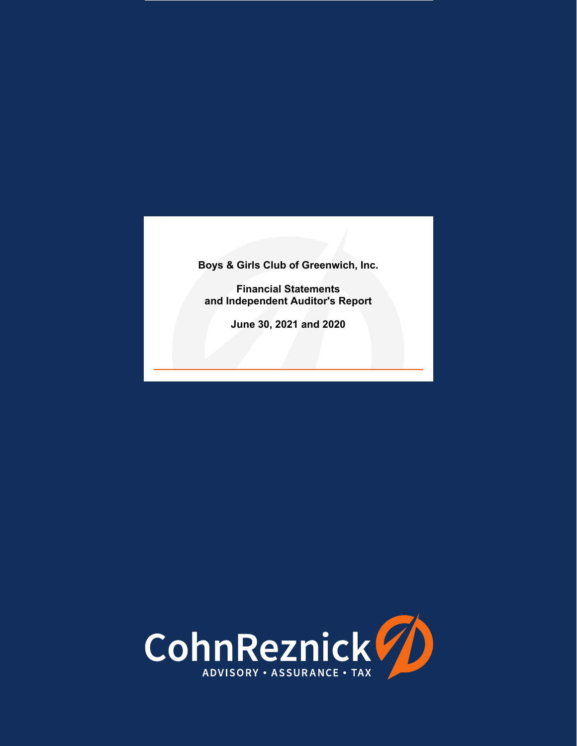# Boys & Girls Club of Greenwich, Inc.

## Financial Statements and Independent Auditor's Report

**June 30, 2021 and 2020**

CohnReznick

ADVISORY • ASSURANCE • TAX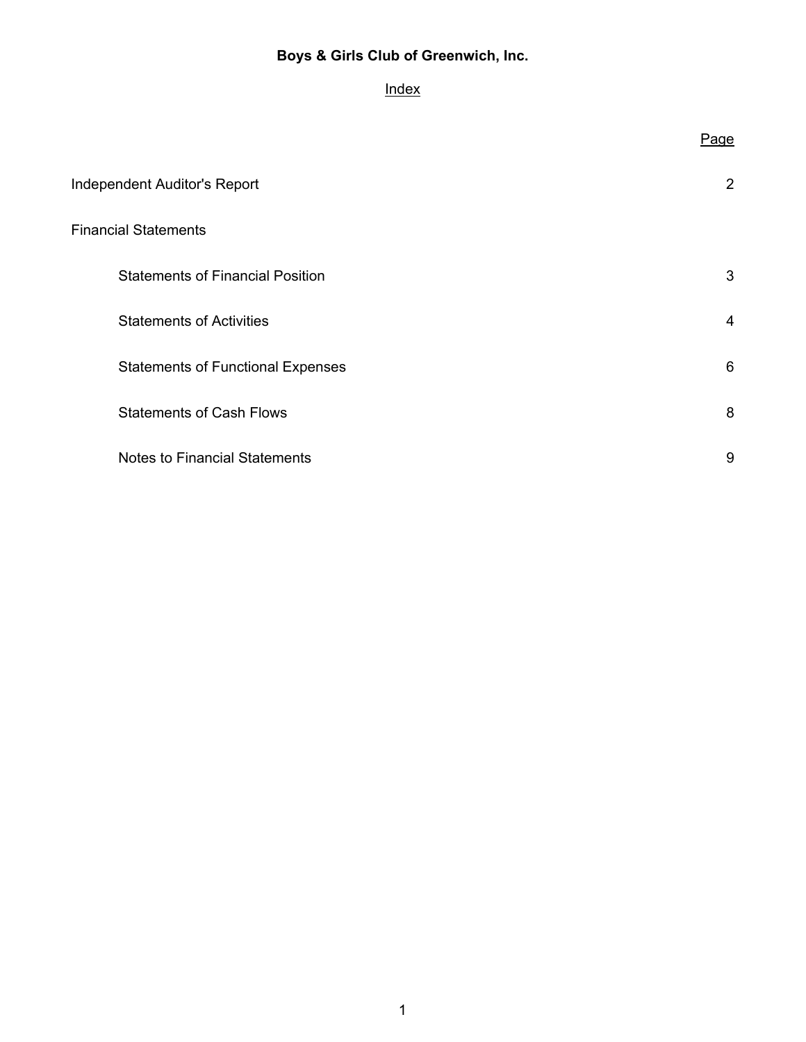# Boys & Girls Club of Greenwich, Inc.

## Index

| | Page |
|---|---|
| Independent Auditor's Report | 2 |
| Financial Statements | |
| Statements of Financial Position | 3 |
| Statements of Activities | 4 |
| Statements of Functional Expenses | 6 |
| Statements of Cash Flows | 8 |
| Notes to Financial Statements | 9 |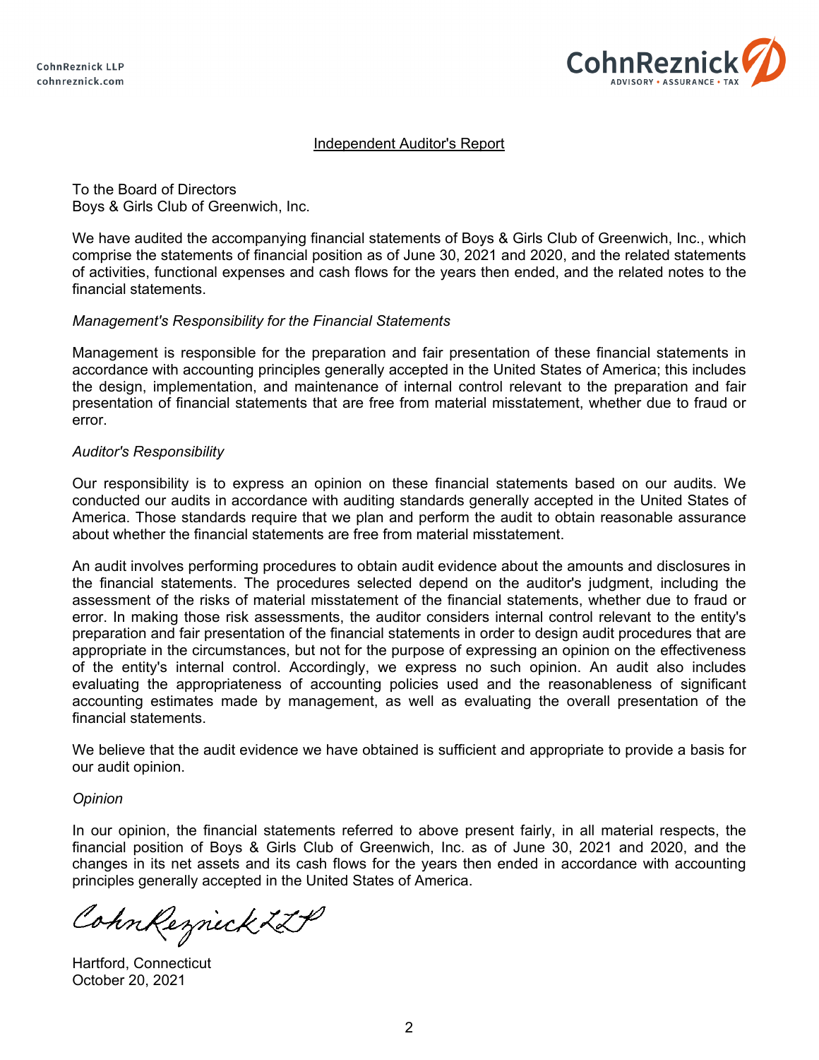CohnReznick LLP
cohnreznick.com

## Independent Auditor's Report

To the Board of Directors
Boys & Girls Club of Greenwich, Inc.

We have audited the accompanying financial statements of Boys & Girls Club of Greenwich, Inc., which comprise the statements of financial position as of June 30, 2021 and 2020, and the related statements of activities, functional expenses and cash flows for the years then ended, and the related notes to the financial statements.

*Management's Responsibility for the Financial Statements*

Management is responsible for the preparation and fair presentation of these financial statements in accordance with accounting principles generally accepted in the United States of America; this includes the design, implementation, and maintenance of internal control relevant to the preparation and fair presentation of financial statements that are free from material misstatement, whether due to fraud or error.

*Auditor's Responsibility*

Our responsibility is to express an opinion on these financial statements based on our audits. We conducted our audits in accordance with auditing standards generally accepted in the United States of America. Those standards require that we plan and perform the audit to obtain reasonable assurance about whether the financial statements are free from material misstatement.

An audit involves performing procedures to obtain audit evidence about the amounts and disclosures in the financial statements. The procedures selected depend on the auditor's judgment, including the assessment of the risks of material misstatement of the financial statements, whether due to fraud or error. In making those risk assessments, the auditor considers internal control relevant to the entity's preparation and fair presentation of the financial statements in order to design audit procedures that are appropriate in the circumstances, but not for the purpose of expressing an opinion on the effectiveness of the entity's internal control. Accordingly, we express no such opinion. An audit also includes evaluating the appropriateness of accounting policies used and the reasonableness of significant accounting estimates made by management, as well as evaluating the overall presentation of the financial statements.

We believe that the audit evidence we have obtained is sufficient and appropriate to provide a basis for our audit opinion.

*Opinion*

In our opinion, the financial statements referred to above present fairly, in all material respects, the financial position of Boys & Girls Club of Greenwich, Inc. as of June 30, 2021 and 2020, and the changes in its net assets and its cash flows for the years then ended in accordance with accounting principles generally accepted in the United States of America.

CohnReznick LLP

Hartford, Connecticut
October 20, 2021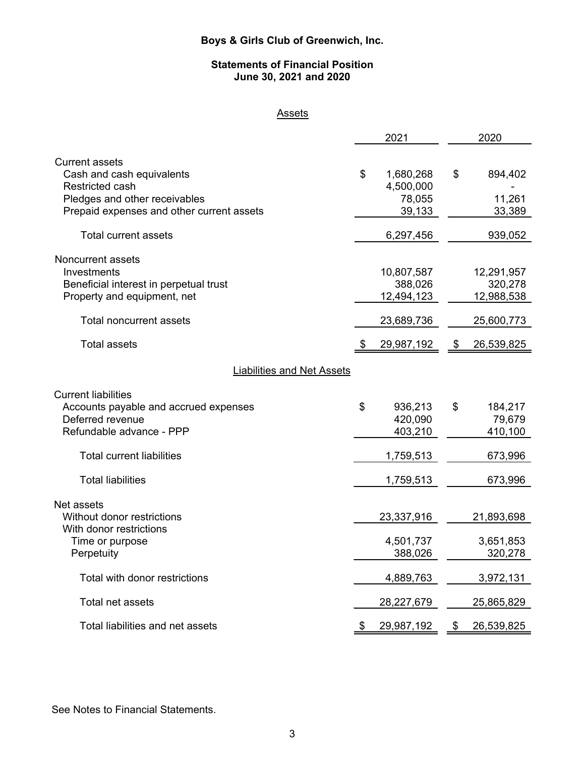# Boys & Girls Club of Greenwich, Inc.

## Statements of Financial Position
## June 30, 2021 and 2020

### Assets

| | 2021 | 2020 |
|---|---|---|
| **Current assets** | | |
| Cash and cash equivalents | $ 1,680,268 | $ 894,402 |
| Restricted cash | 4,500,000 | - |
| Pledges and other receivables | 78,055 | 11,261 |
| Prepaid expenses and other current assets | 39,133 | 33,389 |
| Total current assets | 6,297,456 | 939,052 |
| **Noncurrent assets** | | |
| Investments | 10,807,587 | 12,291,957 |
| Beneficial interest in perpetual trust | 388,026 | 320,278 |
| Property and equipment, net | 12,494,123 | 12,988,538 |
| Total noncurrent assets | 23,689,736 | 25,600,773 |
| Total assets | $ 29,987,192 | $ 26,539,825 |

### Liabilities and Net Assets

| | 2021 | 2020 |
|---|---|---|
| **Current liabilities** | | |
| Accounts payable and accrued expenses | $ 936,213 | $ 184,217 |
| Deferred revenue | 420,090 | 79,679 |
| Refundable advance - PPP | 403,210 | 410,100 |
| Total current liabilities | 1,759,513 | 673,996 |
| Total liabilities | 1,759,513 | 673,996 |
| **Net assets** | | |
| Without donor restrictions | 23,337,916 | 21,893,698 |
| With donor restrictions | | |
| Time or purpose | 4,501,737 | 3,651,853 |
| Perpetuity | 388,026 | 320,278 |
| Total with donor restrictions | 4,889,763 | 3,972,131 |
| Total net assets | 28,227,679 | 25,865,829 |
| Total liabilities and net assets | $ 29,987,192 | $ 26,539,825 |

See Notes to Financial Statements.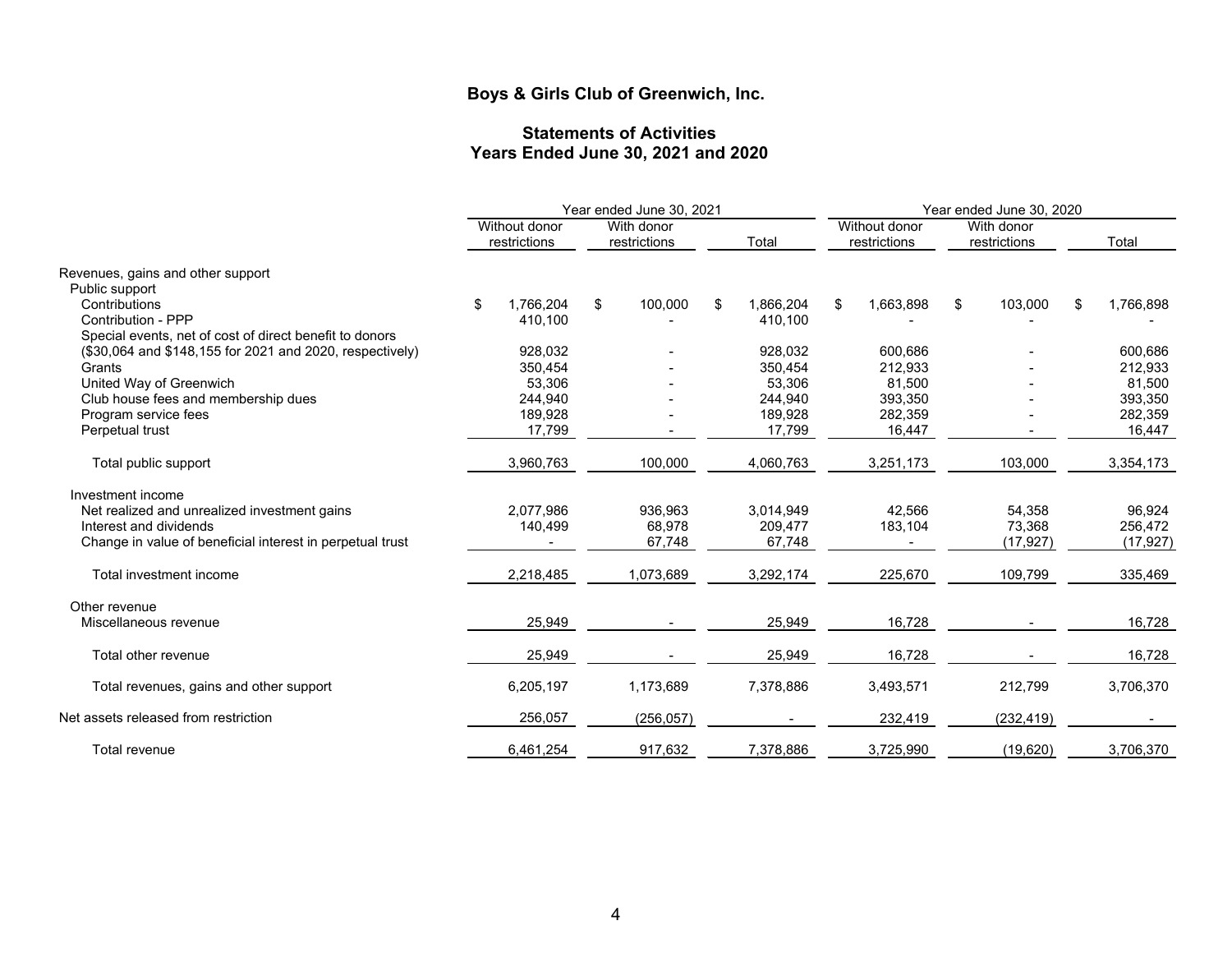# Boys & Girls Club of Greenwich, Inc.

## Statements of Activities
## Years Ended June 30, 2021 and 2020

| | Year ended June 30, 2021 | | | Year ended June 30, 2020 | | |
|---|---|---|---|---|---|---|
| | Without donor restrictions | With donor restrictions | Total | Without donor restrictions | With donor restrictions | Total |
| Revenues, gains and other support | | | | | | |
| Public support | | | | | | |
| Contributions | $ 1,766,204 | $ 100,000 | $ 1,866,204 | $ 1,663,898 | $ 103,000 | $ 1,766,898 |
| Contribution - PPP | 410,100 | - | 410,100 | - | - | - |
| Special events, net of cost of direct benefit to donors ($30,064 and $148,155 for 2021 and 2020, respectively) | 928,032 | - | 928,032 | 600,686 | - | 600,686 |
| Grants | 350,454 | - | 350,454 | 212,933 | - | 212,933 |
| United Way of Greenwich | 53,306 | - | 53,306 | 81,500 | - | 81,500 |
| Club house fees and membership dues | 244,940 | - | 244,940 | 393,350 | - | 393,350 |
| Program service fees | 189,928 | - | 189,928 | 282,359 | - | 282,359 |
| Perpetual trust | 17,799 | - | 17,799 | 16,447 | - | 16,447 |
| Total public support | 3,960,763 | 100,000 | 4,060,763 | 3,251,173 | 103,000 | 3,354,173 |
| Investment income | | | | | | |
| Net realized and unrealized investment gains | 2,077,986 | 936,963 | 3,014,949 | 42,566 | 54,358 | 96,924 |
| Interest and dividends | 140,499 | 68,978 | 209,477 | 183,104 | 73,368 | 256,472 |
| Change in value of beneficial interest in perpetual trust | - | 67,748 | 67,748 | - | (17,927) | (17,927) |
| Total investment income | 2,218,485 | 1,073,689 | 3,292,174 | 225,670 | 109,799 | 335,469 |
| Other revenue | | | | | | |
| Miscellaneous revenue | 25,949 | - | 25,949 | 16,728 | - | 16,728 |
| Total other revenue | 25,949 | - | 25,949 | 16,728 | - | 16,728 |
| Total revenues, gains and other support | 6,205,197 | 1,173,689 | 7,378,886 | 3,493,571 | 212,799 | 3,706,370 |
| Net assets released from restriction | 256,057 | (256,057) | - | 232,419 | (232,419) | - |
| Total revenue | 6,461,254 | 917,632 | 7,378,886 | 3,725,990 | (19,620) | 3,706,370 |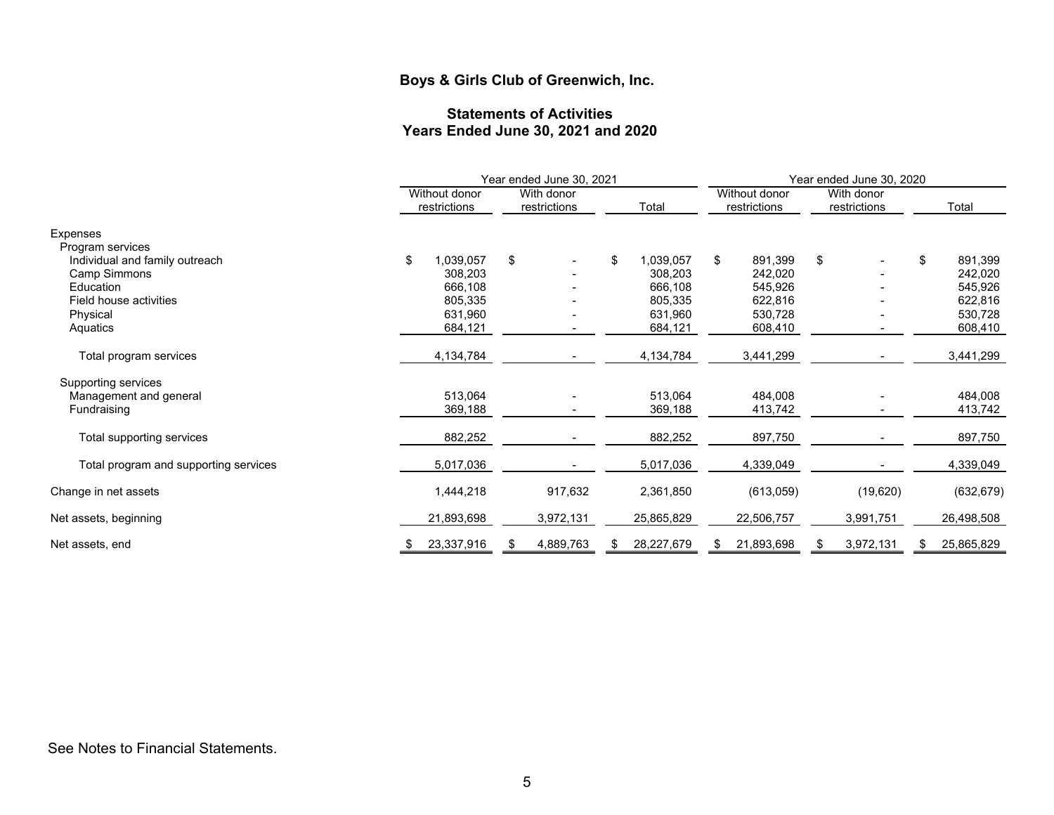# Boys & Girls Club of Greenwich, Inc.

## Statements of Activities
## Years Ended June 30, 2021 and 2020

| | Year ended June 30, 2021 | | | Year ended June 30, 2020 | | |
|---|---|---|---|---|---|---|
| | Without donor restrictions | With donor restrictions | Total | Without donor restrictions | With donor restrictions | Total |
| Expenses | | | | | | |
| Program services | | | | | | |
| Individual and family outreach | $ 1,039,057 | $ - | $ 1,039,057 | $ 891,399 | $ - | $ 891,399 |
| Camp Simmons | 308,203 | - | 308,203 | 242,020 | - | 242,020 |
| Education | 666,108 | - | 666,108 | 545,926 | - | 545,926 |
| Field house activities | 805,335 | - | 805,335 | 622,816 | - | 622,816 |
| Physical | 631,960 | - | 631,960 | 530,728 | - | 530,728 |
| Aquatics | 684,121 | - | 684,121 | 608,410 | - | 608,410 |
| Total program services | 4,134,784 | - | 4,134,784 | 3,441,299 | - | 3,441,299 |
| Supporting services | | | | | | |
| Management and general | 513,064 | - | 513,064 | 484,008 | - | 484,008 |
| Fundraising | 369,188 | - | 369,188 | 413,742 | - | 413,742 |
| Total supporting services | 882,252 | - | 882,252 | 897,750 | - | 897,750 |
| Total program and supporting services | 5,017,036 | - | 5,017,036 | 4,339,049 | - | 4,339,049 |
| Change in net assets | 1,444,218 | 917,632 | 2,361,850 | (613,059) | (19,620) | (632,679) |
| Net assets, beginning | 21,893,698 | 3,972,131 | 25,865,829 | 22,506,757 | 3,991,751 | 26,498,508 |
| Net assets, end | $ 23,337,916 | $ 4,889,763 | $ 28,227,679 | $ 21,893,698 | $ 3,972,131 | $ 25,865,829 |

See Notes to Financial Statements.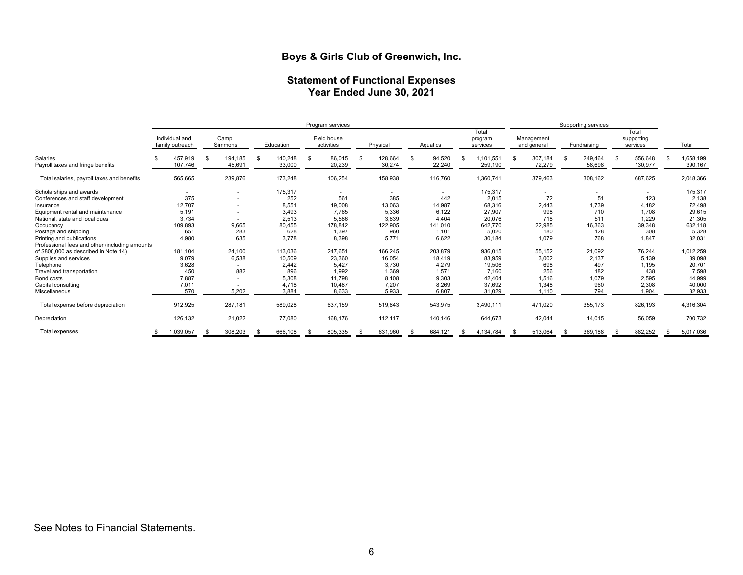# Boys & Girls Club of Greenwich, Inc.

## Statement of Functional Expenses
## Year Ended June 30, 2021

| | Program services | | | | | | | Supporting services | | | |
|---|---|---|---|---|---|---|---|---|---|---|---|
| | Individual and family outreach | Camp Simmons | Education | Field house activities | Physical | Aquatics | Total program services | Management and general | Fundraising | Total supporting services | Total |
| Salaries | $ 457,919 | $ 194,185 | $ 140,248 | $ 86,015 | $ 128,664 | $ 94,520 | $ 1,101,551 | $ 307,184 | $ 249,464 | $ 556,648 | $ 1,658,199 |
| Payroll taxes and fringe benefits | 107,746 | 45,691 | 33,000 | 20,239 | 30,274 | 22,240 | 259,190 | 72,279 | 58,698 | 130,977 | 390,167 |
| Total salaries, payroll taxes and benefits | 565,665 | 239,876 | 173,248 | 106,254 | 158,938 | 116,760 | 1,360,741 | 379,463 | 308,162 | 687,625 | 2,048,366 |
| Scholarships and awards | - | - | 175,317 | - | - | - | 175,317 | - | - | - | 175,317 |
| Conferences and staff development | 375 | - | 252 | 561 | 385 | 442 | 2,015 | 72 | 51 | 123 | 2,138 |
| Insurance | 12,707 | - | 8,551 | 19,008 | 13,063 | 14,987 | 68,316 | 2,443 | 1,739 | 4,182 | 72,498 |
| Equipment rental and maintenance | 5,191 | - | 3,493 | 7,765 | 5,336 | 6,122 | 27,907 | 998 | 710 | 1,708 | 29,615 |
| National, state and local dues | 3,734 | - | 2,513 | 5,586 | 3,839 | 4,404 | 20,076 | 718 | 511 | 1,229 | 21,305 |
| Occupancy | 109,893 | 9,665 | 80,455 | 178,842 | 122,905 | 141,010 | 642,770 | 22,985 | 16,363 | 39,348 | 682,118 |
| Postage and shipping | 651 | 283 | 628 | 1,397 | 960 | 1,101 | 5,020 | 180 | 128 | 308 | 5,328 |
| Printing and publications | 4,980 | 635 | 3,778 | 8,398 | 5,771 | 6,622 | 30,184 | 1,079 | 768 | 1,847 | 32,031 |
| Professional fees and other (including amounts of $800,000 as described in Note 14) | 181,104 | 24,100 | 113,036 | 247,651 | 166,245 | 203,879 | 936,015 | 55,152 | 21,092 | 76,244 | 1,012,259 |
| Supplies and services | 9,079 | 6,538 | 10,509 | 23,360 | 16,054 | 18,419 | 83,959 | 3,002 | 2,137 | 5,139 | 89,098 |
| Telephone | 3,628 | - | 2,442 | 5,427 | 3,730 | 4,279 | 19,506 | 698 | 497 | 1,195 | 20,701 |
| Travel and transportation | 450 | 882 | 896 | 1,992 | 1,369 | 1,571 | 7,160 | 256 | 182 | 438 | 7,598 |
| Bond costs | 7,887 | - | 5,308 | 11,798 | 8,108 | 9,303 | 42,404 | 1,516 | 1,079 | 2,595 | 44,999 |
| Capital consulting | 7,011 | - | 4,718 | 10,487 | 7,207 | 8,269 | 37,692 | 1,348 | 960 | 2,308 | 40,000 |
| Miscellaneous | 570 | 5,202 | 3,884 | 8,633 | 5,933 | 6,807 | 31,029 | 1,110 | 794 | 1,904 | 32,933 |
| Total expense before depreciation | 912,925 | 287,181 | 589,028 | 637,159 | 519,843 | 543,975 | 3,490,111 | 471,020 | 355,173 | 826,193 | 4,316,304 |
| Depreciation | 126,132 | 21,022 | 77,080 | 168,176 | 112,117 | 140,146 | 644,673 | 42,044 | 14,015 | 56,059 | 700,732 |
| Total expenses | $ 1,039,057 | $ 308,203 | $ 666,108 | $ 805,335 | $ 631,960 | $ 684,121 | $ 4,134,784 | $ 513,064 | $ 369,188 | $ 882,252 | $ 5,017,036 |

See Notes to Financial Statements.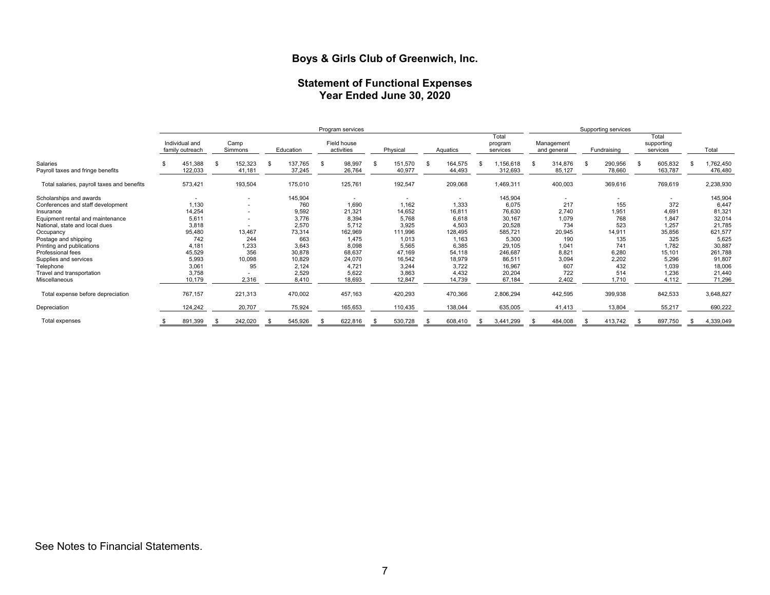## Boys & Girls Club of Greenwich, Inc.

### Statement of Functional Expenses
### Year Ended June 30, 2020

| | Program services | | | | | | | Supporting services | | | |
|---|---|---|---|---|---|---|---|---|---|---|---|
| | Individual and family outreach | Camp Simmons | Education | Field house activities | Physical | Aquatics | Total program services | Management and general | Fundraising | Total supporting services | Total |
| Salaries | $ 451,388 | $ 152,323 | $ 137,765 | $ 98,997 | $ 151,570 | $ 164,575 | $ 1,156,618 | $ 314,876 | $ 290,956 | $ 605,832 | $ 1,762,450 |
| Payroll taxes and fringe benefits | 122,033 | 41,181 | 37,245 | 26,764 | 40,977 | 44,493 | 312,693 | 85,127 | 78,660 | 163,787 | 476,480 |
| Total salaries, payroll taxes and benefits | 573,421 | 193,504 | 175,010 | 125,761 | 192,547 | 209,068 | 1,469,311 | 400,003 | 369,616 | 769,619 | 2,238,930 |
| Scholarships and awards | - | - | 145,904 | - | - | - | 145,904 | - | - | - | 145,904 |
| Conferences and staff development | 1,130 | - | 760 | 1,690 | 1,162 | 1,333 | 6,075 | 217 | 155 | 372 | 6,447 |
| Insurance | 14,254 | - | 9,592 | 21,321 | 14,652 | 16,811 | 76,630 | 2,740 | 1,951 | 4,691 | 81,321 |
| Equipment rental and maintenance | 5,611 | - | 3,776 | 8,394 | 5,768 | 6,618 | 30,167 | 1,079 | 768 | 1,847 | 32,014 |
| National, state and local dues | 3,818 | - | 2,570 | 5,712 | 3,925 | 4,503 | 20,528 | 734 | 523 | 1,257 | 21,785 |
| Occupancy | 95,480 | 13,467 | 73,314 | 162,969 | 111,996 | 128,495 | 585,721 | 20,945 | 14,911 | 35,856 | 621,577 |
| Postage and shipping | 742 | 244 | 663 | 1,475 | 1,013 | 1,163 | 5,300 | 190 | 135 | 325 | 5,625 |
| Printing and publications | 4,181 | 1,233 | 3,643 | 8,098 | 5,565 | 6,385 | 29,105 | 1,041 | 741 | 1,782 | 30,887 |
| Professional fees | 45,529 | 356 | 30,878 | 68,637 | 47,169 | 54,118 | 246,687 | 8,821 | 6,280 | 15,101 | 261,788 |
| Supplies and services | 5,993 | 10,098 | 10,829 | 24,070 | 16,542 | 18,979 | 86,511 | 3,094 | 2,202 | 5,296 | 91,807 |
| Telephone | 3,061 | 95 | 2,124 | 4,721 | 3,244 | 3,722 | 16,967 | 607 | 432 | 1,039 | 18,006 |
| Travel and transportation | 3,758 | - | 2,529 | 5,622 | 3,863 | 4,432 | 20,204 | 722 | 514 | 1,236 | 21,440 |
| Miscellaneous | 10,179 | 2,316 | 8,410 | 18,693 | 12,847 | 14,739 | 67,184 | 2,402 | 1,710 | 4,112 | 71,296 |
| Total expense before depreciation | 767,157 | 221,313 | 470,002 | 457,163 | 420,293 | 470,366 | 2,806,294 | 442,595 | 399,938 | 842,533 | 3,648,827 |
| Depreciation | 124,242 | 20,707 | 75,924 | 165,653 | 110,435 | 138,044 | 635,005 | 41,413 | 13,804 | 55,217 | 690,222 |
| Total expenses | $ 891,399 | $ 242,020 | $ 545,926 | $ 622,816 | $ 530,728 | $ 608,410 | $ 3,441,299 | $ 484,008 | $ 413,742 | $ 897,750 | $ 4,339,049 |

See Notes to Financial Statements.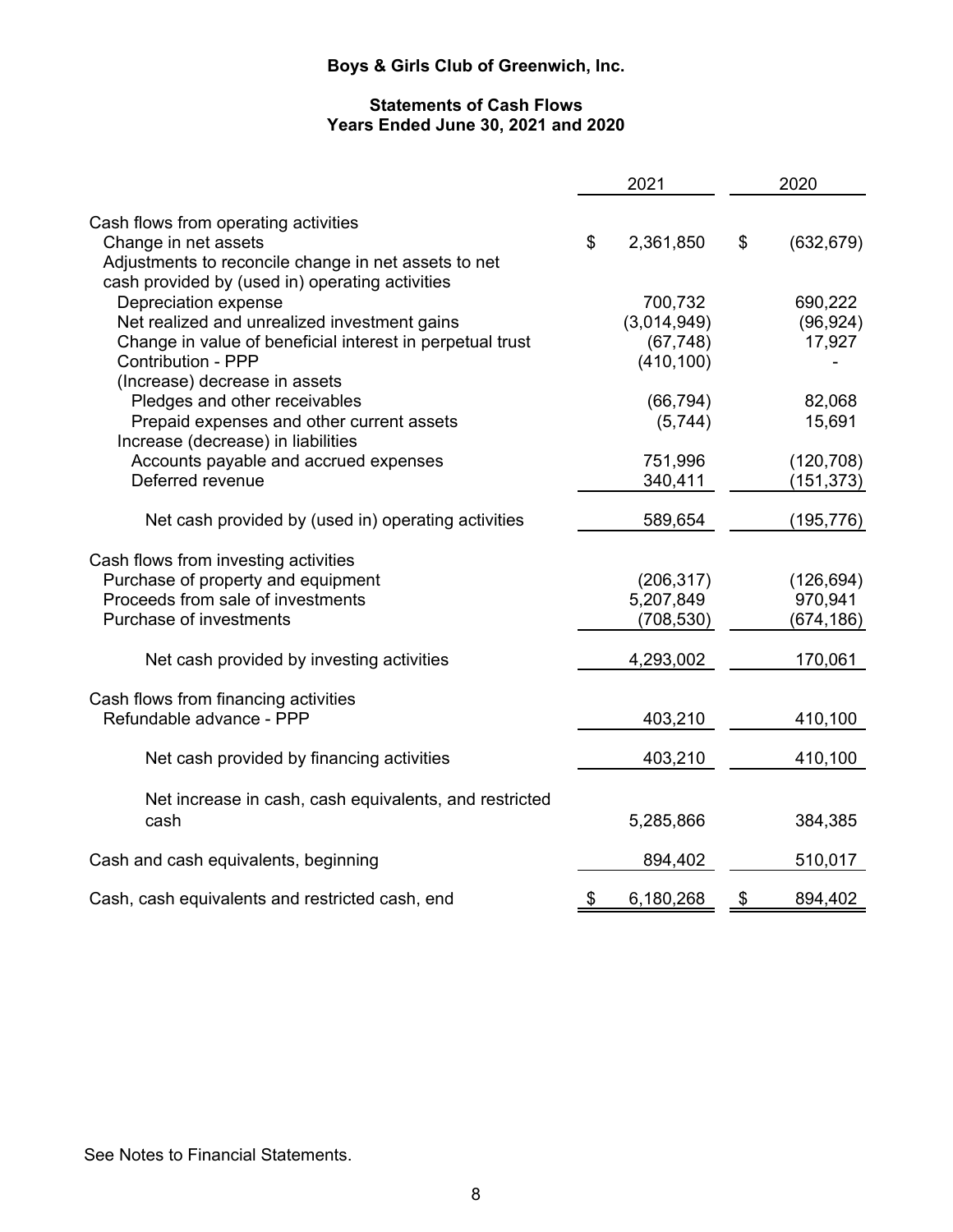# Boys & Girls Club of Greenwich, Inc.

## Statements of Cash Flows
## Years Ended June 30, 2021 and 2020

| | 2021 | 2020 |
|---|---|---|
| **Cash flows from operating activities** | | |
| Change in net assets | $ 2,361,850 | $ (632,679) |
| Adjustments to reconcile change in net assets to net cash provided by (used in) operating activities | | |
| Depreciation expense | 700,732 | 690,222 |
| Net realized and unrealized investment gains | (3,014,949) | (96,924) |
| Change in value of beneficial interest in perpetual trust | (67,748) | 17,927 |
| Contribution - PPP | (410,100) | - |
| (Increase) decrease in assets | | |
| Pledges and other receivables | (66,794) | 82,068 |
| Prepaid expenses and other current assets | (5,744) | 15,691 |
| Increase (decrease) in liabilities | | |
| Accounts payable and accrued expenses | 751,996 | (120,708) |
| Deferred revenue | 340,411 | (151,373) |
| Net cash provided by (used in) operating activities | 589,654 | (195,776) |
| **Cash flows from investing activities** | | |
| Purchase of property and equipment | (206,317) | (126,694) |
| Proceeds from sale of investments | 5,207,849 | 970,941 |
| Purchase of investments | (708,530) | (674,186) |
| Net cash provided by investing activities | 4,293,002 | 170,061 |
| **Cash flows from financing activities** | | |
| Refundable advance - PPP | 403,210 | 410,100 |
| Net cash provided by financing activities | 403,210 | 410,100 |
| Net increase in cash, cash equivalents, and restricted cash | 5,285,866 | 384,385 |
| Cash and cash equivalents, beginning | 894,402 | 510,017 |
| Cash, cash equivalents and restricted cash, end | $ 6,180,268 | $ 894,402 |

See Notes to Financial Statements.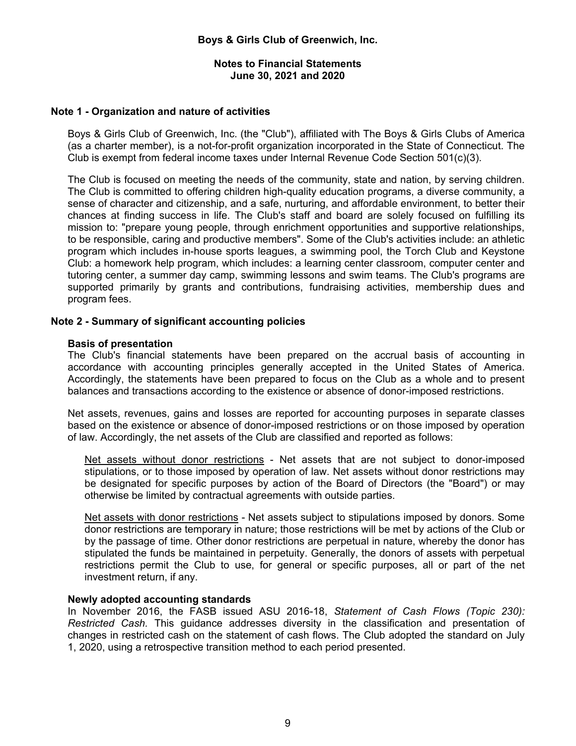# Boys & Girls Club of Greenwich, Inc.

## Notes to Financial Statements
## June 30, 2021 and 2020

### Note 1 - Organization and nature of activities

Boys & Girls Club of Greenwich, Inc. (the "Club"), affiliated with The Boys & Girls Clubs of America (as a charter member), is a not-for-profit organization incorporated in the State of Connecticut. The Club is exempt from federal income taxes under Internal Revenue Code Section 501(c)(3).

The Club is focused on meeting the needs of the community, state and nation, by serving children. The Club is committed to offering children high-quality education programs, a diverse community, a sense of character and citizenship, and a safe, nurturing, and affordable environment, to better their chances at finding success in life. The Club's staff and board are solely focused on fulfilling its mission to: "prepare young people, through enrichment opportunities and supportive relationships, to be responsible, caring and productive members". Some of the Club's activities include: an athletic program which includes in-house sports leagues, a swimming pool, the Torch Club and Keystone Club: a homework help program, which includes: a learning center classroom, computer center and tutoring center, a summer day camp, swimming lessons and swim teams. The Club's programs are supported primarily by grants and contributions, fundraising activities, membership dues and program fees.

### Note 2 - Summary of significant accounting policies

**Basis of presentation**

The Club's financial statements have been prepared on the accrual basis of accounting in accordance with accounting principles generally accepted in the United States of America. Accordingly, the statements have been prepared to focus on the Club as a whole and to present balances and transactions according to the existence or absence of donor-imposed restrictions.

Net assets, revenues, gains and losses are reported for accounting purposes in separate classes based on the existence or absence of donor-imposed restrictions or on those imposed by operation of law. Accordingly, the net assets of the Club are classified and reported as follows:

Net assets without donor restrictions - Net assets that are not subject to donor-imposed stipulations, or to those imposed by operation of law. Net assets without donor restrictions may be designated for specific purposes by action of the Board of Directors (the "Board") or may otherwise be limited by contractual agreements with outside parties.

Net assets with donor restrictions - Net assets subject to stipulations imposed by donors. Some donor restrictions are temporary in nature; those restrictions will be met by actions of the Club or by the passage of time. Other donor restrictions are perpetual in nature, whereby the donor has stipulated the funds be maintained in perpetuity. Generally, the donors of assets with perpetual restrictions permit the Club to use, for general or specific purposes, all or part of the net investment return, if any.

**Newly adopted accounting standards**

In November 2016, the FASB issued ASU 2016-18, *Statement of Cash Flows (Topic 230): Restricted Cash.* This guidance addresses diversity in the classification and presentation of changes in restricted cash on the statement of cash flows. The Club adopted the standard on July 1, 2020, using a retrospective transition method to each period presented.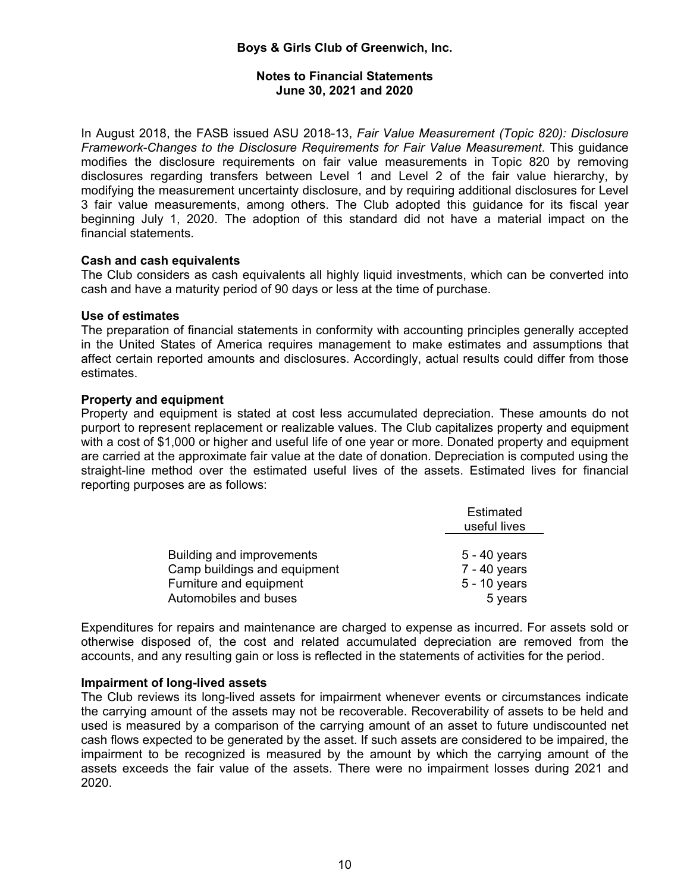In August 2018, the FASB issued ASU 2018-13, *Fair Value Measurement (Topic 820): Disclosure Framework-Changes to the Disclosure Requirements for Fair Value Measurement*. This guidance modifies the disclosure requirements on fair value measurements in Topic 820 by removing disclosures regarding transfers between Level 1 and Level 2 of the fair value hierarchy, by modifying the measurement uncertainty disclosure, and by requiring additional disclosures for Level 3 fair value measurements, among others. The Club adopted this guidance for its fiscal year beginning July 1, 2020. The adoption of this standard did not have a material impact on the financial statements.

**Cash and cash equivalents**
The Club considers as cash equivalents all highly liquid investments, which can be converted into cash and have a maturity period of 90 days or less at the time of purchase.

**Use of estimates**
The preparation of financial statements in conformity with accounting principles generally accepted in the United States of America requires management to make estimates and assumptions that affect certain reported amounts and disclosures. Accordingly, actual results could differ from those estimates.

**Property and equipment**
Property and equipment is stated at cost less accumulated depreciation. These amounts do not purport to represent replacement or realizable values. The Club capitalizes property and equipment with a cost of $1,000 or higher and useful life of one year or more. Donated property and equipment are carried at the approximate fair value at the date of donation. Depreciation is computed using the straight-line method over the estimated useful lives of the assets. Estimated lives for financial reporting purposes are as follows:

| | Estimated useful lives |
|---|---|
| Building and improvements | 5 - 40 years |
| Camp buildings and equipment | 7 - 40 years |
| Furniture and equipment | 5 - 10 years |
| Automobiles and buses | 5 years |

Expenditures for repairs and maintenance are charged to expense as incurred. For assets sold or otherwise disposed of, the cost and related accumulated depreciation are removed from the accounts, and any resulting gain or loss is reflected in the statements of activities for the period.

**Impairment of long-lived assets**
The Club reviews its long-lived assets for impairment whenever events or circumstances indicate the carrying amount of the assets may not be recoverable. Recoverability of assets to be held and used is measured by a comparison of the carrying amount of an asset to future undiscounted net cash flows expected to be generated by the asset. If such assets are considered to be impaired, the impairment to be recognized is measured by the amount by which the carrying amount of the assets exceeds the fair value of the assets. There were no impairment losses during 2021 and 2020.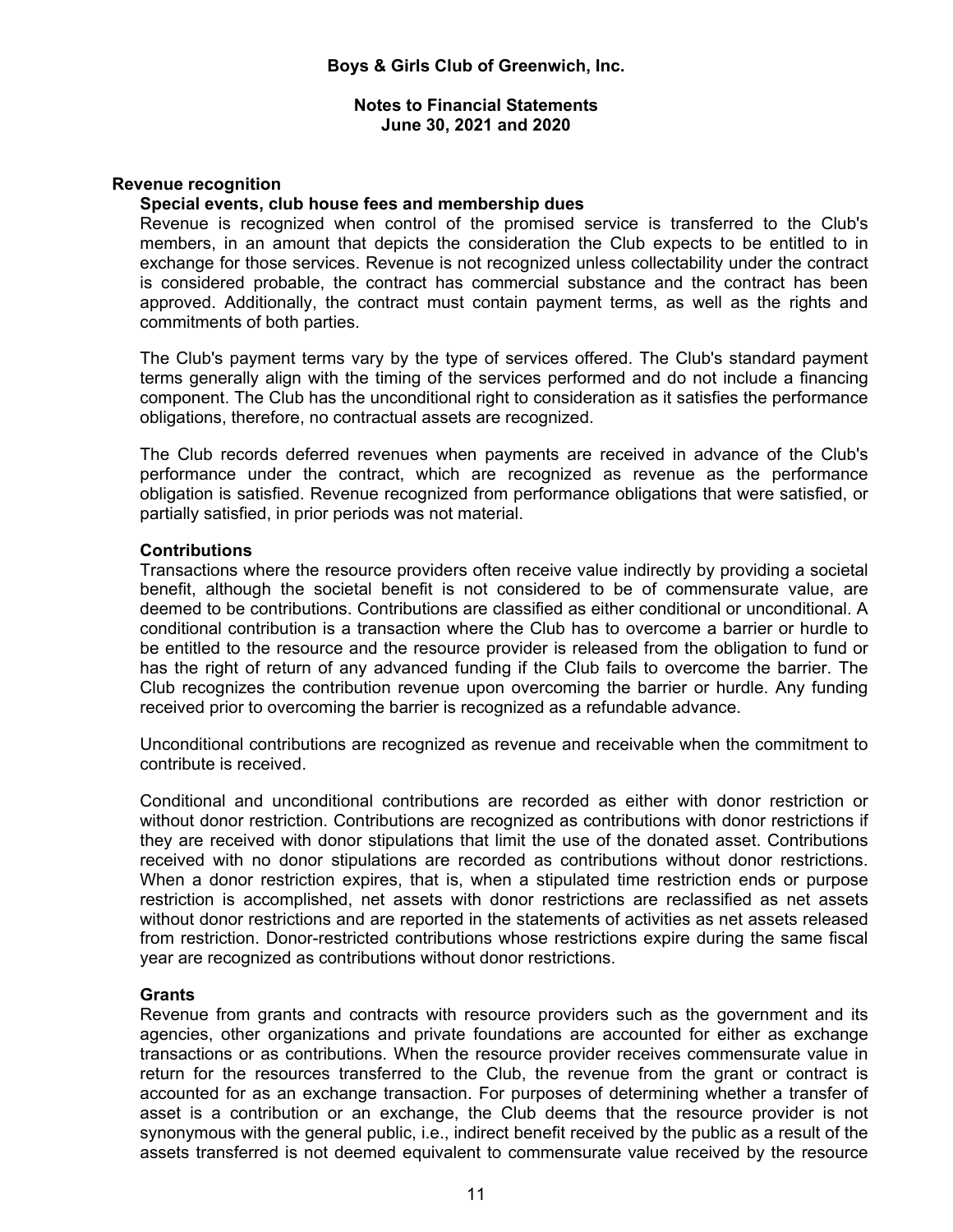## Revenue recognition

### Special events, club house fees and membership dues

Revenue is recognized when control of the promised service is transferred to the Club's members, in an amount that depicts the consideration the Club expects to be entitled to in exchange for those services. Revenue is not recognized unless collectability under the contract is considered probable, the contract has commercial substance and the contract has been approved. Additionally, the contract must contain payment terms, as well as the rights and commitments of both parties.

The Club's payment terms vary by the type of services offered. The Club's standard payment terms generally align with the timing of the services performed and do not include a financing component. The Club has the unconditional right to consideration as it satisfies the performance obligations, therefore, no contractual assets are recognized.

The Club records deferred revenues when payments are received in advance of the Club's performance under the contract, which are recognized as revenue as the performance obligation is satisfied. Revenue recognized from performance obligations that were satisfied, or partially satisfied, in prior periods was not material.

### Contributions

Transactions where the resource providers often receive value indirectly by providing a societal benefit, although the societal benefit is not considered to be of commensurate value, are deemed to be contributions. Contributions are classified as either conditional or unconditional. A conditional contribution is a transaction where the Club has to overcome a barrier or hurdle to be entitled to the resource and the resource provider is released from the obligation to fund or has the right of return of any advanced funding if the Club fails to overcome the barrier. The Club recognizes the contribution revenue upon overcoming the barrier or hurdle. Any funding received prior to overcoming the barrier is recognized as a refundable advance.

Unconditional contributions are recognized as revenue and receivable when the commitment to contribute is received.

Conditional and unconditional contributions are recorded as either with donor restriction or without donor restriction. Contributions are recognized as contributions with donor restrictions if they are received with donor stipulations that limit the use of the donated asset. Contributions received with no donor stipulations are recorded as contributions without donor restrictions. When a donor restriction expires, that is, when a stipulated time restriction ends or purpose restriction is accomplished, net assets with donor restrictions are reclassified as net assets without donor restrictions and are reported in the statements of activities as net assets released from restriction. Donor-restricted contributions whose restrictions expire during the same fiscal year are recognized as contributions without donor restrictions.

### Grants

Revenue from grants and contracts with resource providers such as the government and its agencies, other organizations and private foundations are accounted for either as exchange transactions or as contributions. When the resource provider receives commensurate value in return for the resources transferred to the Club, the revenue from the grant or contract is accounted for as an exchange transaction. For purposes of determining whether a transfer of asset is a contribution or an exchange, the Club deems that the resource provider is not synonymous with the general public, i.e., indirect benefit received by the public as a result of the assets transferred is not deemed equivalent to commensurate value received by the resource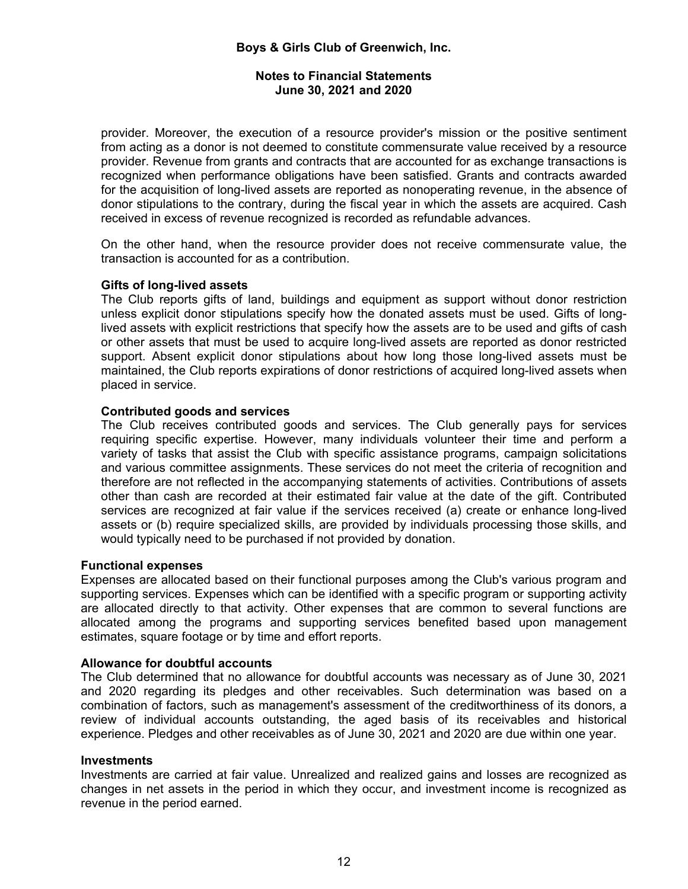provider. Moreover, the execution of a resource provider's mission or the positive sentiment from acting as a donor is not deemed to constitute commensurate value received by a resource provider. Revenue from grants and contracts that are accounted for as exchange transactions is recognized when performance obligations have been satisfied. Grants and contracts awarded for the acquisition of long-lived assets are reported as nonoperating revenue, in the absence of donor stipulations to the contrary, during the fiscal year in which the assets are acquired. Cash received in excess of revenue recognized is recorded as refundable advances.

On the other hand, when the resource provider does not receive commensurate value, the transaction is accounted for as a contribution.

**Gifts of long-lived assets**
The Club reports gifts of land, buildings and equipment as support without donor restriction unless explicit donor stipulations specify how the donated assets must be used. Gifts of long-lived assets with explicit restrictions that specify how the assets are to be used and gifts of cash or other assets that must be used to acquire long-lived assets are reported as donor restricted support. Absent explicit donor stipulations about how long those long-lived assets must be maintained, the Club reports expirations of donor restrictions of acquired long-lived assets when placed in service.

**Contributed goods and services**
The Club receives contributed goods and services. The Club generally pays for services requiring specific expertise. However, many individuals volunteer their time and perform a variety of tasks that assist the Club with specific assistance programs, campaign solicitations and various committee assignments. These services do not meet the criteria of recognition and therefore are not reflected in the accompanying statements of activities. Contributions of assets other than cash are recorded at their estimated fair value at the date of the gift. Contributed services are recognized at fair value if the services received (a) create or enhance long-lived assets or (b) require specialized skills, are provided by individuals processing those skills, and would typically need to be purchased if not provided by donation.

**Functional expenses**
Expenses are allocated based on their functional purposes among the Club's various program and supporting services. Expenses which can be identified with a specific program or supporting activity are allocated directly to that activity. Other expenses that are common to several functions are allocated among the programs and supporting services benefited based upon management estimates, square footage or by time and effort reports.

**Allowance for doubtful accounts**
The Club determined that no allowance for doubtful accounts was necessary as of June 30, 2021 and 2020 regarding its pledges and other receivables. Such determination was based on a combination of factors, such as management's assessment of the creditworthiness of its donors, a review of individual accounts outstanding, the aged basis of its receivables and historical experience. Pledges and other receivables as of June 30, 2021 and 2020 are due within one year.

**Investments**
Investments are carried at fair value. Unrealized and realized gains and losses are recognized as changes in net assets in the period in which they occur, and investment income is recognized as revenue in the period earned.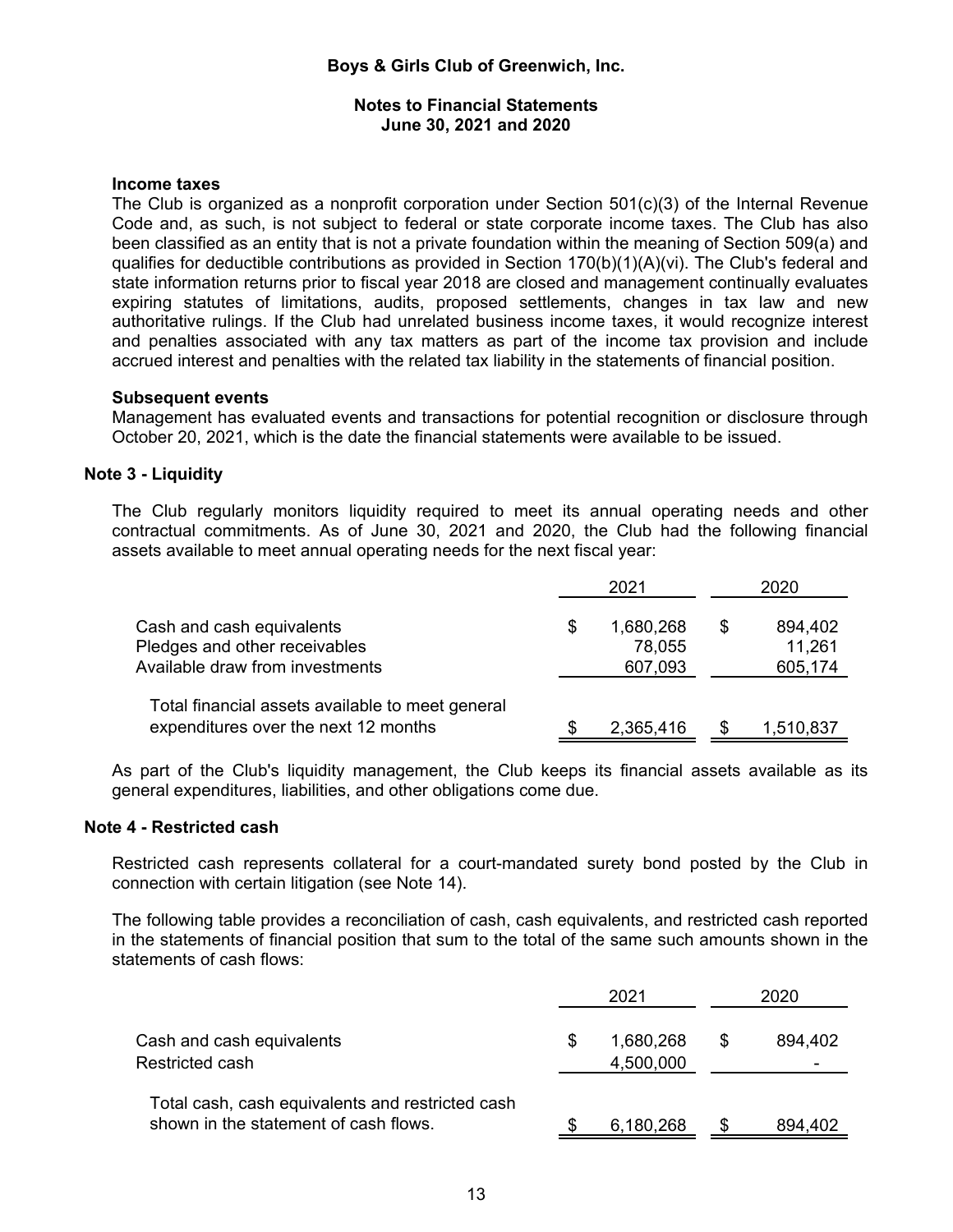### Income taxes

The Club is organized as a nonprofit corporation under Section 501(c)(3) of the Internal Revenue Code and, as such, is not subject to federal or state corporate income taxes. The Club has also been classified as an entity that is not a private foundation within the meaning of Section 509(a) and qualifies for deductible contributions as provided in Section 170(b)(1)(A)(vi). The Club's federal and state information returns prior to fiscal year 2018 are closed and management continually evaluates expiring statutes of limitations, audits, proposed settlements, changes in tax law and new authoritative rulings. If the Club had unrelated business income taxes, it would recognize interest and penalties associated with any tax matters as part of the income tax provision and include accrued interest and penalties with the related tax liability in the statements of financial position.

### Subsequent events

Management has evaluated events and transactions for potential recognition or disclosure through October 20, 2021, which is the date the financial statements were available to be issued.

## Note 3 - Liquidity

The Club regularly monitors liquidity required to meet its annual operating needs and other contractual commitments. As of June 30, 2021 and 2020, the Club had the following financial assets available to meet annual operating needs for the next fiscal year:

| | 2021 | 2020 |
|---|---|---|
| Cash and cash equivalents | $ 1,680,268 | $ 894,402 |
| Pledges and other receivables | 78,055 | 11,261 |
| Available draw from investments | 607,093 | 605,174 |
| Total financial assets available to meet general expenditures over the next 12 months | $ 2,365,416 | $ 1,510,837 |

As part of the Club's liquidity management, the Club keeps its financial assets available as its general expenditures, liabilities, and other obligations come due.

## Note 4 - Restricted cash

Restricted cash represents collateral for a court-mandated surety bond posted by the Club in connection with certain litigation (see Note 14).

The following table provides a reconciliation of cash, cash equivalents, and restricted cash reported in the statements of financial position that sum to the total of the same such amounts shown in the statements of cash flows:

| | 2021 | 2020 |
|---|---|---|
| Cash and cash equivalents | $ 1,680,268 | $ 894,402 |
| Restricted cash | 4,500,000 | - |
| Total cash, cash equivalents and restricted cash shown in the statement of cash flows. | $ 6,180,268 | $ 894,402 |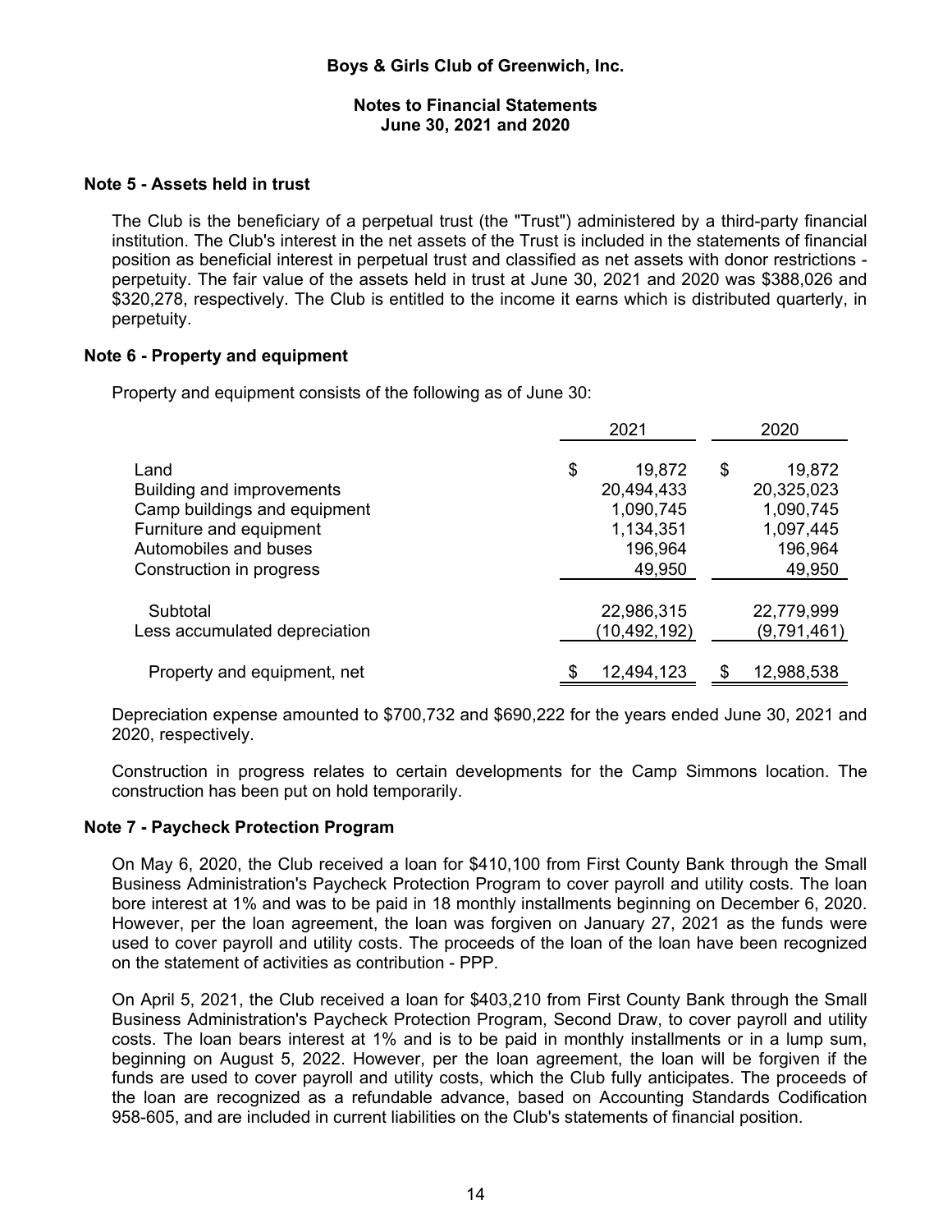Boys & Girls Club of Greenwich, Inc.

Notes to Financial Statements
June 30, 2021 and 2020

## Note 5 - Assets held in trust

The Club is the beneficiary of a perpetual trust (the "Trust") administered by a third-party financial institution. The Club's interest in the net assets of the Trust is included in the statements of financial position as beneficial interest in perpetual trust and classified as net assets with donor restrictions - perpetuity. The fair value of the assets held in trust at June 30, 2021 and 2020 was $388,026 and $320,278, respectively. The Club is entitled to the income it earns which is distributed quarterly, in perpetuity.

## Note 6 - Property and equipment

Property and equipment consists of the following as of June 30:

| | 2021 | 2020 |
|---|---|---|
| Land | $ 19,872 | $ 19,872 |
| Building and improvements | 20,494,433 | 20,325,023 |
| Camp buildings and equipment | 1,090,745 | 1,090,745 |
| Furniture and equipment | 1,134,351 | 1,097,445 |
| Automobiles and buses | 196,964 | 196,964 |
| Construction in progress | 49,950 | 49,950 |
| Subtotal | 22,986,315 | 22,779,999 |
| Less accumulated depreciation | (10,492,192) | (9,791,461) |
| Property and equipment, net | $ 12,494,123 | $ 12,988,538 |

Depreciation expense amounted to $700,732 and $690,222 for the years ended June 30, 2021 and 2020, respectively.

Construction in progress relates to certain developments for the Camp Simmons location. The construction has been put on hold temporarily.

## Note 7 - Paycheck Protection Program

On May 6, 2020, the Club received a loan for $410,100 from First County Bank through the Small Business Administration's Paycheck Protection Program to cover payroll and utility costs. The loan bore interest at 1% and was to be paid in 18 monthly installments beginning on December 6, 2020. However, per the loan agreement, the loan was forgiven on January 27, 2021 as the funds were used to cover payroll and utility costs. The proceeds of the loan of the loan have been recognized on the statement of activities as contribution - PPP.

On April 5, 2021, the Club received a loan for $403,210 from First County Bank through the Small Business Administration's Paycheck Protection Program, Second Draw, to cover payroll and utility costs. The loan bears interest at 1% and is to be paid in monthly installments or in a lump sum, beginning on August 5, 2022. However, per the loan agreement, the loan will be forgiven if the funds are used to cover payroll and utility costs, which the Club fully anticipates. The proceeds of the loan are recognized as a refundable advance, based on Accounting Standards Codification 958-605, and are included in current liabilities on the Club's statements of financial position.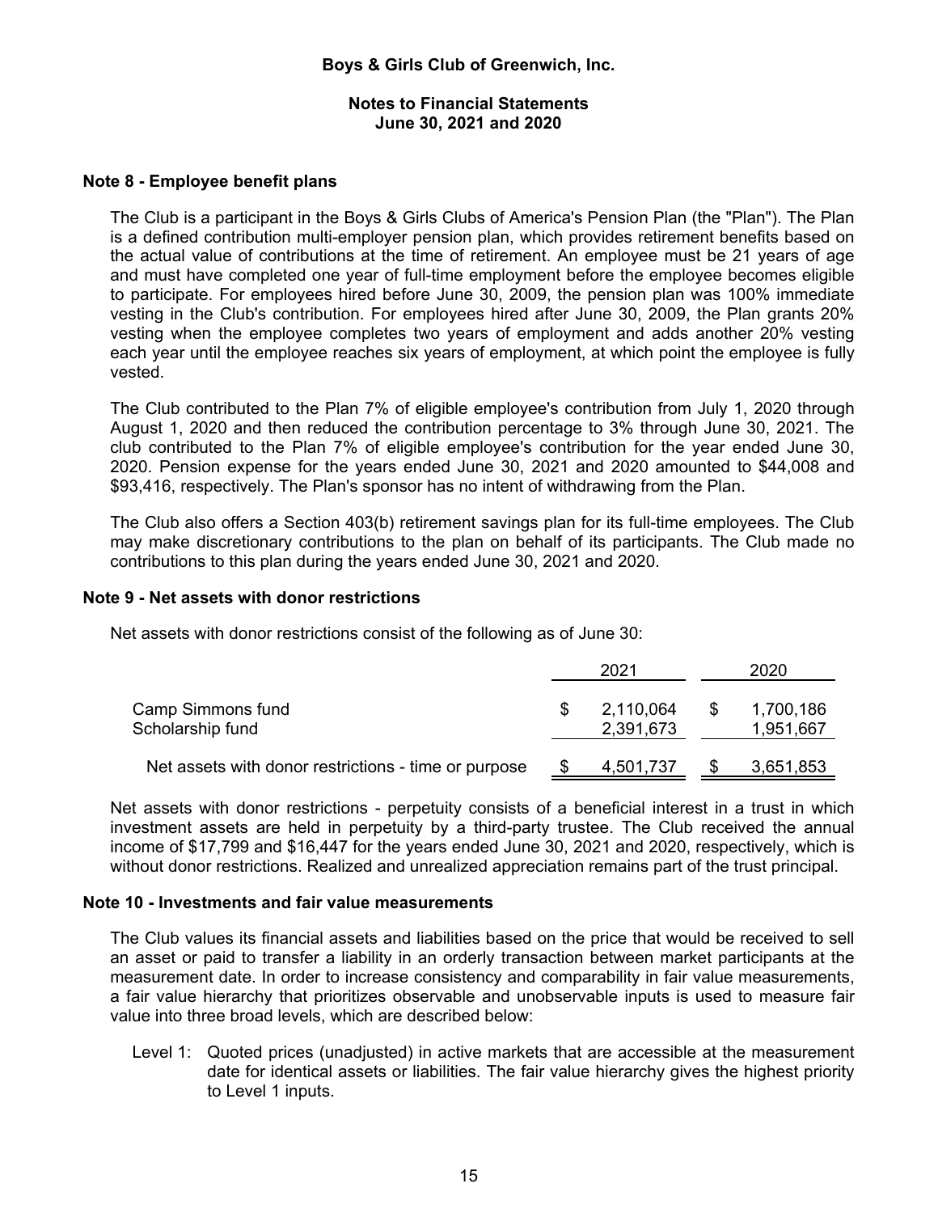## Note 8 - Employee benefit plans

The Club is a participant in the Boys & Girls Clubs of America's Pension Plan (the "Plan"). The Plan is a defined contribution multi-employer pension plan, which provides retirement benefits based on the actual value of contributions at the time of retirement. An employee must be 21 years of age and must have completed one year of full-time employment before the employee becomes eligible to participate. For employees hired before June 30, 2009, the pension plan was 100% immediate vesting in the Club's contribution. For employees hired after June 30, 2009, the Plan grants 20% vesting when the employee completes two years of employment and adds another 20% vesting each year until the employee reaches six years of employment, at which point the employee is fully vested.

The Club contributed to the Plan 7% of eligible employee's contribution from July 1, 2020 through August 1, 2020 and then reduced the contribution percentage to 3% through June 30, 2021. The club contributed to the Plan 7% of eligible employee's contribution for the year ended June 30, 2020. Pension expense for the years ended June 30, 2021 and 2020 amounted to $44,008 and $93,416, respectively. The Plan's sponsor has no intent of withdrawing from the Plan.

The Club also offers a Section 403(b) retirement savings plan for its full-time employees. The Club may make discretionary contributions to the plan on behalf of its participants. The Club made no contributions to this plan during the years ended June 30, 2021 and 2020.

## Note 9 - Net assets with donor restrictions

Net assets with donor restrictions consist of the following as of June 30:

| | 2021 | 2020 |
|---|---|---|
| Camp Simmons fund | $ 2,110,064 | $ 1,700,186 |
| Scholarship fund | 2,391,673 | 1,951,667 |
| Net assets with donor restrictions - time or purpose | $ 4,501,737 | $ 3,651,853 |

Net assets with donor restrictions - perpetuity consists of a beneficial interest in a trust in which investment assets are held in perpetuity by a third-party trustee. The Club received the annual income of $17,799 and $16,447 for the years ended June 30, 2021 and 2020, respectively, which is without donor restrictions. Realized and unrealized appreciation remains part of the trust principal.

## Note 10 - Investments and fair value measurements

The Club values its financial assets and liabilities based on the price that would be received to sell an asset or paid to transfer a liability in an orderly transaction between market participants at the measurement date. In order to increase consistency and comparability in fair value measurements, a fair value hierarchy that prioritizes observable and unobservable inputs is used to measure fair value into three broad levels, which are described below:

Level 1: Quoted prices (unadjusted) in active markets that are accessible at the measurement date for identical assets or liabilities. The fair value hierarchy gives the highest priority to Level 1 inputs.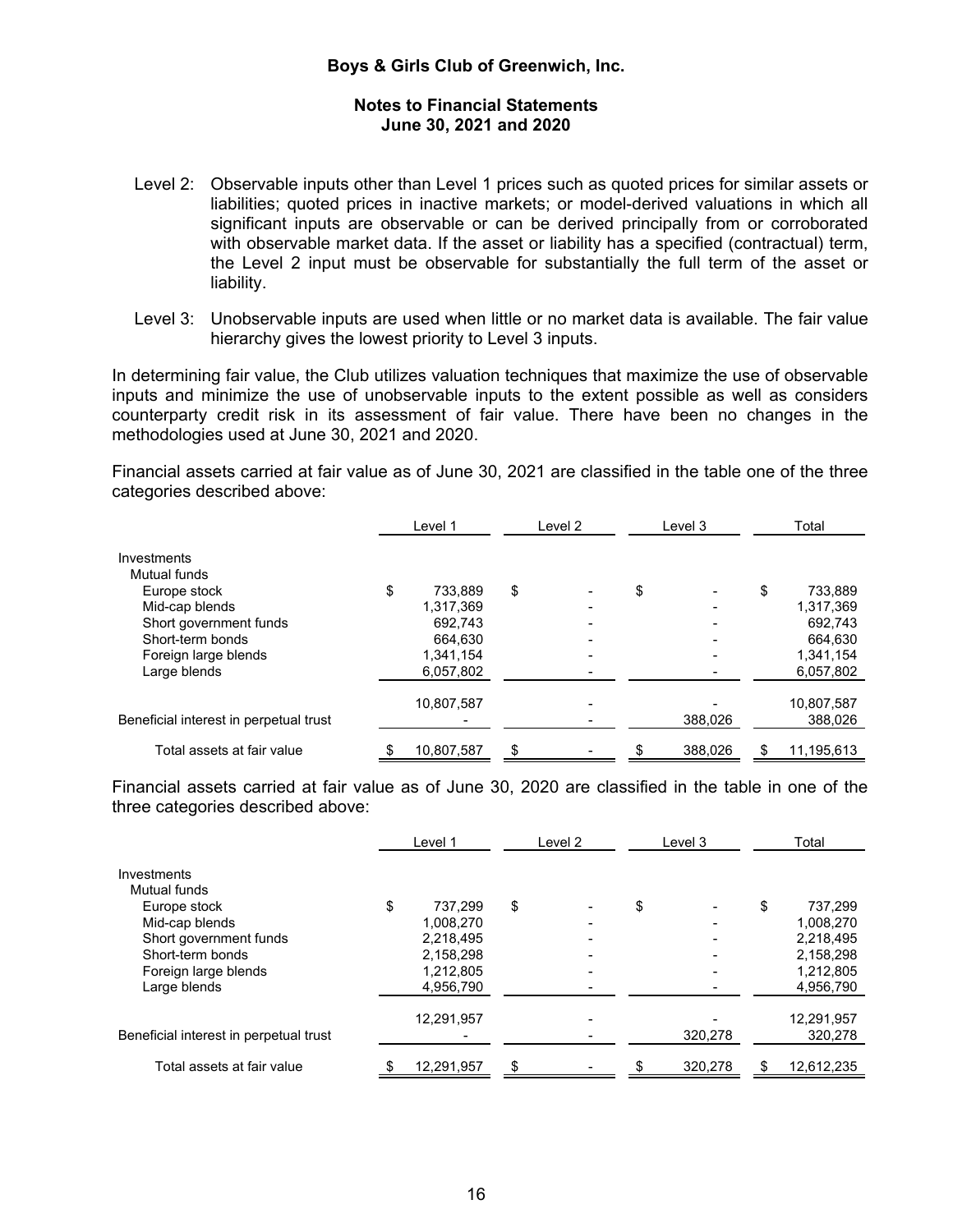Level 2: Observable inputs other than Level 1 prices such as quoted prices for similar assets or liabilities; quoted prices in inactive markets; or model-derived valuations in which all significant inputs are observable or can be derived principally from or corroborated with observable market data. If the asset or liability has a specified (contractual) term, the Level 2 input must be observable for substantially the full term of the asset or liability.

Level 3: Unobservable inputs are used when little or no market data is available. The fair value hierarchy gives the lowest priority to Level 3 inputs.

In determining fair value, the Club utilizes valuation techniques that maximize the use of observable inputs and minimize the use of unobservable inputs to the extent possible as well as considers counterparty credit risk in its assessment of fair value. There have been no changes in the methodologies used at June 30, 2021 and 2020.

Financial assets carried at fair value as of June 30, 2021 are classified in the table one of the three categories described above:

| | Level 1 | Level 2 | Level 3 | Total |
|---|---|---|---|---|
| Investments | | | | |
| Mutual funds | | | | |
| Europe stock | $ 733,889 | $ - | $ - | $ 733,889 |
| Mid-cap blends | 1,317,369 | - | - | 1,317,369 |
| Short government funds | 692,743 | - | - | 692,743 |
| Short-term bonds | 664,630 | - | - | 664,630 |
| Foreign large blends | 1,341,154 | - | - | 1,341,154 |
| Large blends | 6,057,802 | - | - | 6,057,802 |
| | 10,807,587 | - | - | 10,807,587 |
| Beneficial interest in perpetual trust | - | - | 388,026 | 388,026 |
| Total assets at fair value | $ 10,807,587 | $ - | $ 388,026 | $ 11,195,613 |

Financial assets carried at fair value as of June 30, 2020 are classified in the table in one of the three categories described above:

| | Level 1 | Level 2 | Level 3 | Total |
|---|---|---|---|---|
| Investments | | | | |
| Mutual funds | | | | |
| Europe stock | $ 737,299 | $ - | $ - | $ 737,299 |
| Mid-cap blends | 1,008,270 | - | - | 1,008,270 |
| Short government funds | 2,218,495 | - | - | 2,218,495 |
| Short-term bonds | 2,158,298 | - | - | 2,158,298 |
| Foreign large blends | 1,212,805 | - | - | 1,212,805 |
| Large blends | 4,956,790 | - | - | 4,956,790 |
| | 12,291,957 | - | - | 12,291,957 |
| Beneficial interest in perpetual trust | - | - | 320,278 | 320,278 |
| Total assets at fair value | $ 12,291,957 | $ - | $ 320,278 | $ 12,612,235 |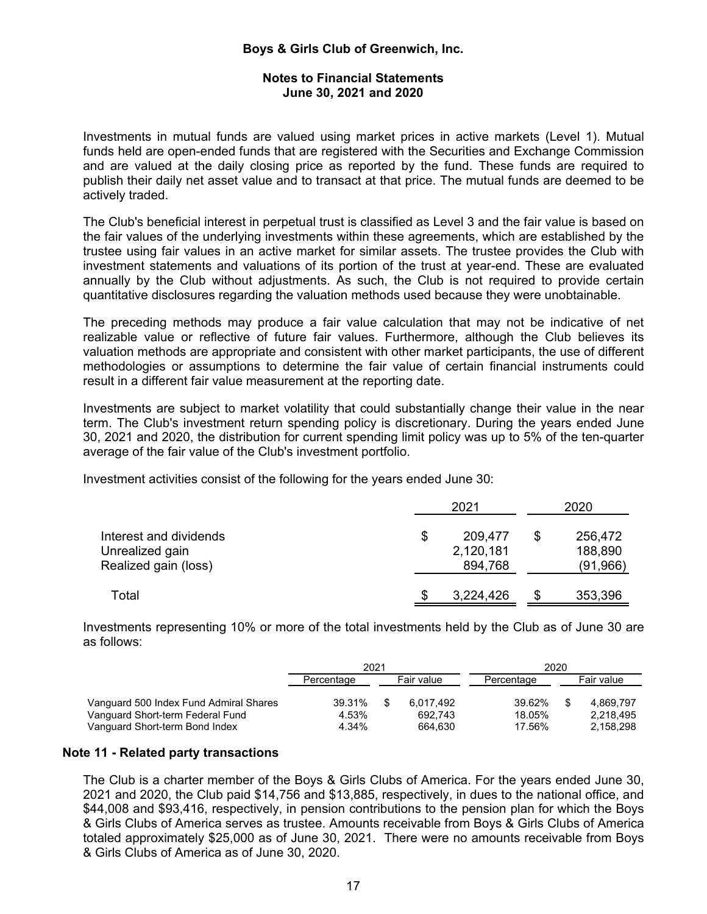Investments in mutual funds are valued using market prices in active markets (Level 1). Mutual funds held are open-ended funds that are registered with the Securities and Exchange Commission and are valued at the daily closing price as reported by the fund. These funds are required to publish their daily net asset value and to transact at that price. The mutual funds are deemed to be actively traded.

The Club's beneficial interest in perpetual trust is classified as Level 3 and the fair value is based on the fair values of the underlying investments within these agreements, which are established by the trustee using fair values in an active market for similar assets. The trustee provides the Club with investment statements and valuations of its portion of the trust at year-end. These are evaluated annually by the Club without adjustments. As such, the Club is not required to provide certain quantitative disclosures regarding the valuation methods used because they were unobtainable.

The preceding methods may produce a fair value calculation that may not be indicative of net realizable value or reflective of future fair values. Furthermore, although the Club believes its valuation methods are appropriate and consistent with other market participants, the use of different methodologies or assumptions to determine the fair value of certain financial instruments could result in a different fair value measurement at the reporting date.

Investments are subject to market volatility that could substantially change their value in the near term. The Club's investment return spending policy is discretionary. During the years ended June 30, 2021 and 2020, the distribution for current spending limit policy was up to 5% of the ten-quarter average of the fair value of the Club's investment portfolio.

Investment activities consist of the following for the years ended June 30:

| | 2021 | 2020 |
|---|---|---|
| Interest and dividends | $ 209,477 | $ 256,472 |
| Unrealized gain | 2,120,181 | 188,890 |
| Realized gain (loss) | 894,768 | (91,966) |
| Total | $ 3,224,426 | $ 353,396 |

Investments representing 10% or more of the total investments held by the Club as of June 30 are as follows:

| | 2021 | | 2020 | |
|---|---|---|---|---|
| | Percentage | Fair value | Percentage | Fair value |
| Vanguard 500 Index Fund Admiral Shares | 39.31% | $ 6,017,492 | 39.62% | $ 4,869,797 |
| Vanguard Short-term Federal Fund | 4.53% | 692,743 | 18.05% | 2,218,495 |
| Vanguard Short-term Bond Index | 4.34% | 664,630 | 17.56% | 2,158,298 |

## Note 11 - Related party transactions

The Club is a charter member of the Boys & Girls Clubs of America. For the years ended June 30, 2021 and 2020, the Club paid $14,756 and $13,885, respectively, in dues to the national office, and $44,008 and $93,416, respectively, in pension contributions to the pension plan for which the Boys & Girls Clubs of America serves as trustee. Amounts receivable from Boys & Girls Clubs of America totaled approximately $25,000 as of June 30, 2021. There were no amounts receivable from Boys & Girls Clubs of America as of June 30, 2020.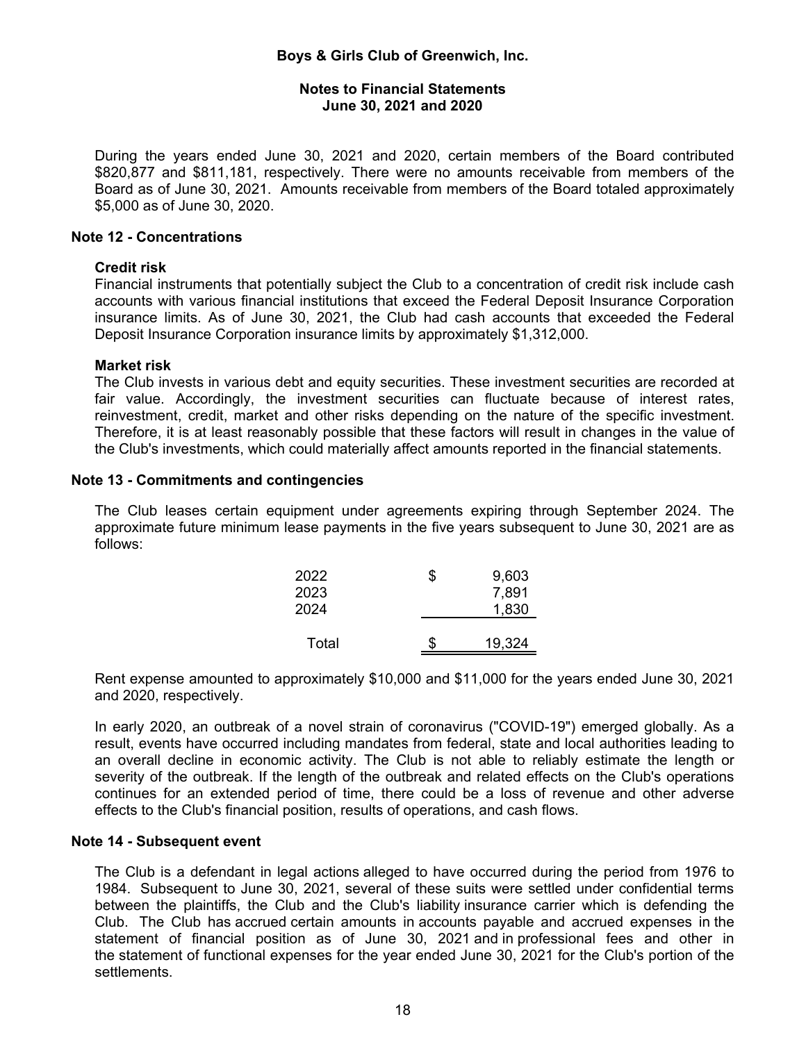During the years ended June 30, 2021 and 2020, certain members of the Board contributed $820,877 and $811,181, respectively. There were no amounts receivable from members of the Board as of June 30, 2021. Amounts receivable from members of the Board totaled approximately $5,000 as of June 30, 2020.

## Note 12 - Concentrations

### Credit risk

Financial instruments that potentially subject the Club to a concentration of credit risk include cash accounts with various financial institutions that exceed the Federal Deposit Insurance Corporation insurance limits. As of June 30, 2021, the Club had cash accounts that exceeded the Federal Deposit Insurance Corporation insurance limits by approximately $1,312,000.

### Market risk

The Club invests in various debt and equity securities. These investment securities are recorded at fair value. Accordingly, the investment securities can fluctuate because of interest rates, reinvestment, credit, market and other risks depending on the nature of the specific investment. Therefore, it is at least reasonably possible that these factors will result in changes in the value of the Club's investments, which could materially affect amounts reported in the financial statements.

## Note 13 - Commitments and contingencies

The Club leases certain equipment under agreements expiring through September 2024. The approximate future minimum lease payments in the five years subsequent to June 30, 2021 are as follows:

| | |
|---|---|
| 2022 | $ 9,603 |
| 2023 | 7,891 |
| 2024 | 1,830 |
| Total | $ 19,324 |

Rent expense amounted to approximately $10,000 and $11,000 for the years ended June 30, 2021 and 2020, respectively.

In early 2020, an outbreak of a novel strain of coronavirus ("COVID-19") emerged globally. As a result, events have occurred including mandates from federal, state and local authorities leading to an overall decline in economic activity. The Club is not able to reliably estimate the length or severity of the outbreak. If the length of the outbreak and related effects on the Club's operations continues for an extended period of time, there could be a loss of revenue and other adverse effects to the Club's financial position, results of operations, and cash flows.

## Note 14 - Subsequent event

The Club is a defendant in legal actions alleged to have occurred during the period from 1976 to 1984. Subsequent to June 30, 2021, several of these suits were settled under confidential terms between the plaintiffs, the Club and the Club's liability insurance carrier which is defending the Club. The Club has accrued certain amounts in accounts payable and accrued expenses in the statement of financial position as of June 30, 2021 and in professional fees and other in the statement of functional expenses for the year ended June 30, 2021 for the Club's portion of the settlements.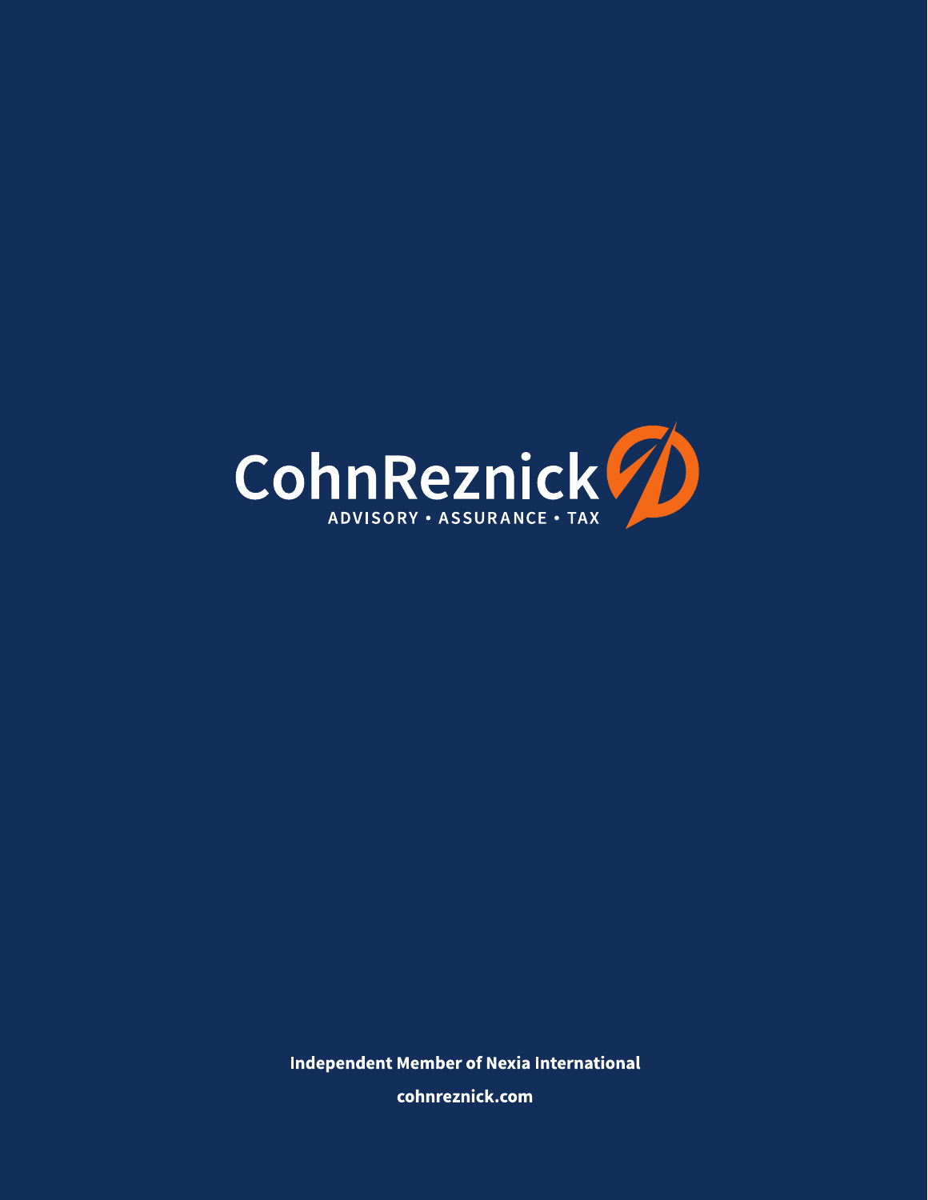CohnReznick

ADVISORY • ASSURANCE • TAX

**Independent Member of Nexia International**

**cohnreznick.com**